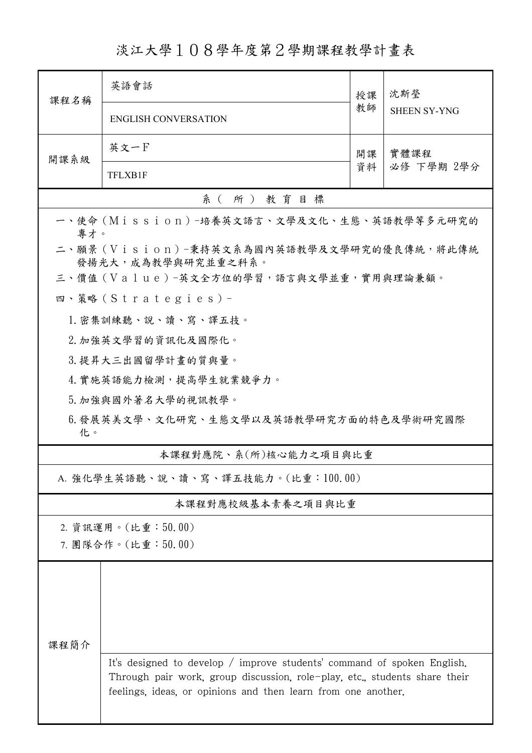# 淡江大學１０８學年度第２學期課程教學計畫表

| 課程名稱 | 英語會話 | 授課教師 | 沈斯瑩 |
|---|---|---|---|
| | ENGLISH CONVERSATION | | SHEEN SY-YNG |
| 開課系級 | 英文一F | 開課資料 | 實體課程<br>必修 下學期 2學分 |
| | TFLXB1F | | |

## 系（所）教育目標

一、使命（Ｍｉｓｓｉｏｎ）-培養英文語言、文學及文化、生態、英語教學等多元研究的專才。

二、願景（Ｖｉｓｉｏｎ）-秉持英文系為國內英語教學及文學研究的優良傳統，將此傳統發揚光大，成為教學與研究並重之科系。

三、價值（Ｖａｌｕｅ）-英文全方位的學習，語言與文學並重，實用與理論兼顧。

四、策略（Ｓｔｒａｔｅｇｉｅｓ）-

1. 密集訓練聽、說、讀、寫、譯五技。
2. 加強英文學習的資訊化及國際化。
3. 提昇大三出國留學計畫的質與量。
4. 實施英語能力檢測，提高學生就業競爭力。
5. 加強與國外著名大學的視訊教學。
6. 發展英美文學、文化研究、生態文學以及英語教學研究方面的特色及學術研究國際化。

## 本課程對應院、系(所)核心能力之項目與比重

A. 強化學生英語聽、說、讀、寫、譯五技能力。(比重：100.00)

## 本課程對應校級基本素養之項目與比重

2. 資訊運用。(比重：50.00)
7. 團隊合作。(比重：50.00)

## 課程簡介

It's designed to develop / improve students' command of spoken English. Through pair work, group discussion, role-play, etc., students share their feelings, ideas, or opinions and then learn from one another.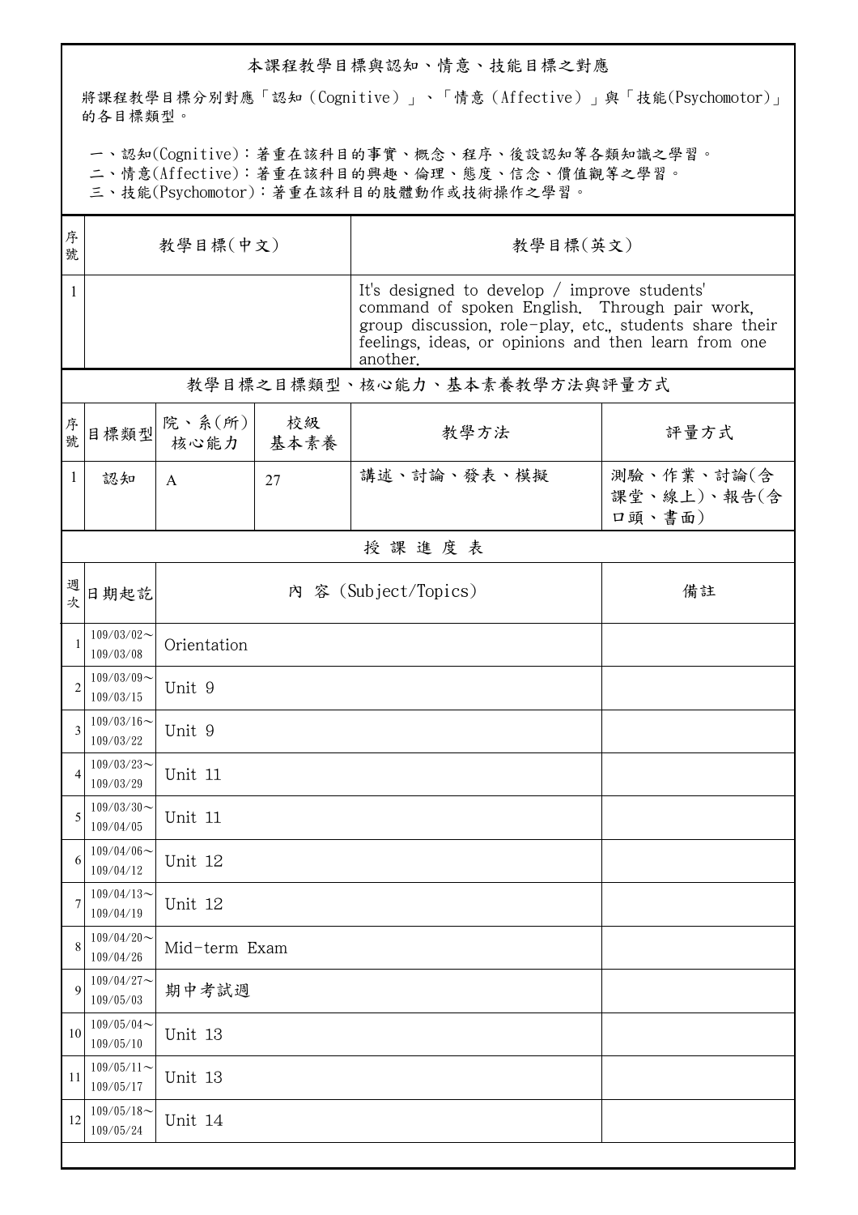## 本課程教學目標與認知、情意、技能目標之對應

將課程教學目標分別對應「認知（Cognitive）」、「情意（Affective）」與「技能(Psychomotor)」的各目標類型。

一、認知(Cognitive)：著重在該科目的事實、概念、程序、後設認知等各類知識之學習。
二、情意(Affective)：著重在該科目的興趣、倫理、態度、信念、價值觀等之學習。
三、技能(Psychomotor)：著重在該科目的肢體動作或技術操作之學習。

| 序號 | 教學目標(中文) | 教學目標(英文) |
|---|---|---|
| 1 | | It's designed to develop / improve students' command of spoken English. Through pair work, group discussion, role-play, etc., students share their feelings, ideas, or opinions and then learn from one another. |

## 教學目標之目標類型、核心能力、基本素養教學方法與評量方式

| 序號 | 目標類型 | 院、系(所)核心能力 | 校級基本素養 | 教學方法 | 評量方式 |
|---|---|---|---|---|---|
| 1 | 認知 | A | 27 | 講述、討論、發表、模擬 | 測驗、作業、討論(含課堂、線上)、報告(含口頭、書面) |

## 授課進度表

| 週次 | 日期起訖 | 內 容 (Subject/Topics) | 備註 |
|---|---|---|---|
| 1 | 109/03/02～109/03/08 | Orientation | |
| 2 | 109/03/09～109/03/15 | Unit 9 | |
| 3 | 109/03/16～109/03/22 | Unit 9 | |
| 4 | 109/03/23～109/03/29 | Unit 11 | |
| 5 | 109/03/30～109/04/05 | Unit 11 | |
| 6 | 109/04/06～109/04/12 | Unit 12 | |
| 7 | 109/04/13～109/04/19 | Unit 12 | |
| 8 | 109/04/20～109/04/26 | Mid-term Exam | |
| 9 | 109/04/27～109/05/03 | 期中考試週 | |
| 10 | 109/05/04～109/05/10 | Unit 13 | |
| 11 | 109/05/11～109/05/17 | Unit 13 | |
| 12 | 109/05/18～109/05/24 | Unit 14 | |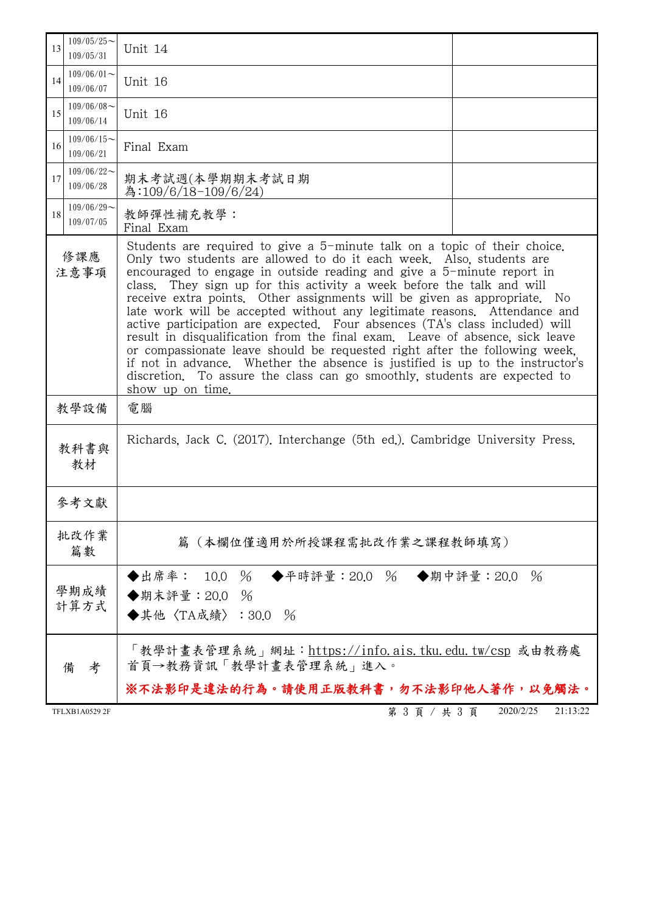| | | | |
|---|---|---|---|
| 13 | 109/05/25～109/05/31 | Unit 14 | |
| 14 | 109/06/01～109/06/07 | Unit 16 | |
| 15 | 109/06/08～109/06/14 | Unit 16 | |
| 16 | 109/06/15～109/06/21 | Final Exam | |
| 17 | 109/06/22～109/06/28 | 期末考試週(本學期期末考試日期為:109/6/18-109/6/24) | |
| 18 | 109/06/29～109/07/05 | 教師彈性補充教學：Final Exam | |

| | |
|---|---|
| 修課應注意事項 | Students are required to give a 5-minute talk on a topic of their choice. Only two students are allowed to do it each week. Also, students are encouraged to engage in outside reading and give a 5-minute report in class. They sign up for this activity a week before the talk and will receive extra points. Other assignments will be given as appropriate. No late work will be accepted without any legitimate reasons. Attendance and active participation are expected. Four absences (TA's class included) will result in disqualification from the final exam. Leave of absence, sick leave or compassionate leave should be requested right after the following week, if not in advance. Whether the absence is justified is up to the instructor's discretion. To assure the class can go smoothly, students are expected to show up on time. |
| 教學設備 | 電腦 |
| 教科書與教材 | Richards, Jack C. (2017). Interchange (5th ed.). Cambridge University Press. |
| 參考文獻 | |
| 批改作業篇數 | 篇（本欄位僅適用於所授課程需批改作業之課程教師填寫） |
| 學期成績計算方式 | ◆出席率： 10.0 ％ ◆平時評量：20.0 ％ ◆期中評量：20.0 ％<br>◆期末評量：20.0 ％<br>◆其他〈TA成績〉：30.0 ％ |
| 備　考 | 「教學計畫表管理系統」網址：https://info.ais.tku.edu.tw/csp 或由教務處首頁→教務資訊「教學計畫表管理系統」進入。<br>**※不法影印是違法的行為。請使用正版教科書，勿不法影印他人著作，以免觸法。** |

TFLXB1A0529 2F

2020/2/25 21:13:22